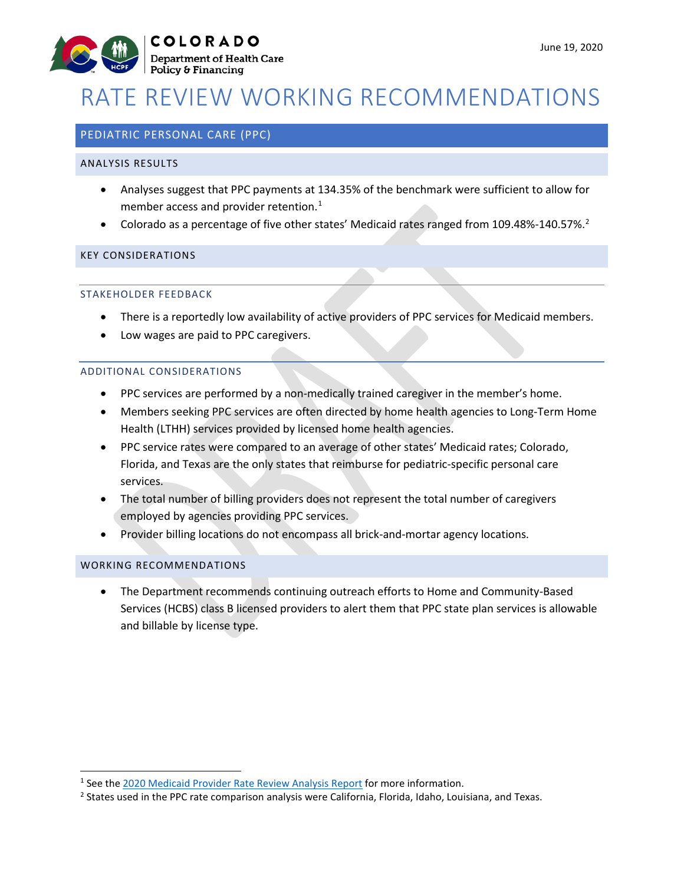June 19, 2020

# RATE REVIEW WORKING RECOMMENDATIONS

## PEDIATRIC PERSONAL CARE (PPC)

### ANALYSIS RESULTS

- Analyses suggest that PPC payments at 134.35% of the benchmark were sufficient to allow for member access and provider retention.[1]
- Colorado as a percentage of five other states' Medicaid rates ranged from 109.48%-140.57%.[2]

### KEY CONSIDERATIONS

#### STAKEHOLDER FEEDBACK

- There is a reportedly low availability of active providers of PPC services for Medicaid members.
- Low wages are paid to PPC caregivers.

#### ADDITIONAL CONSIDERATIONS

- PPC services are performed by a non-medically trained caregiver in the member's home.
- Members seeking PPC services are often directed by home health agencies to Long-Term Home Health (LTHH) services provided by licensed home health agencies.
- PPC service rates were compared to an average of other states' Medicaid rates; Colorado, Florida, and Texas are the only states that reimburse for pediatric-specific personal care services.
- The total number of billing providers does not represent the total number of caregivers employed by agencies providing PPC services.
- Provider billing locations do not encompass all brick-and-mortar agency locations.

### WORKING RECOMMENDATIONS

- The Department recommends continuing outreach efforts to Home and Community-Based Services (HCBS) class B licensed providers to alert them that PPC state plan services is allowable and billable by license type.

---

[1] See the 2020 Medicaid Provider Rate Review Analysis Report for more information.

[2] States used in the PPC rate comparison analysis were California, Florida, Idaho, Louisiana, and Texas.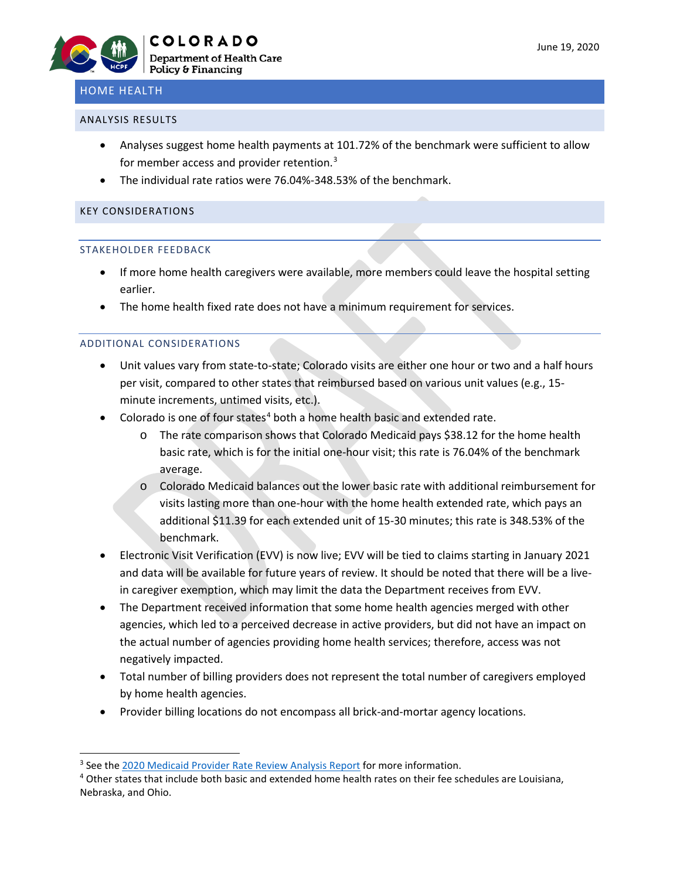## HOME HEALTH

### ANALYSIS RESULTS

- Analyses suggest home health payments at 101.72% of the benchmark were sufficient to allow for member access and provider retention.[3]
- The individual rate ratios were 76.04%-348.53% of the benchmark.

### KEY CONSIDERATIONS

#### STAKEHOLDER FEEDBACK

- If more home health caregivers were available, more members could leave the hospital setting earlier.
- The home health fixed rate does not have a minimum requirement for services.

#### ADDITIONAL CONSIDERATIONS

- Unit values vary from state-to-state; Colorado visits are either one hour or two and a half hours per visit, compared to other states that reimbursed based on various unit values (e.g., 15-minute increments, untimed visits, etc.).
- Colorado is one of four states[4] both a home health basic and extended rate.
  - The rate comparison shows that Colorado Medicaid pays $38.12 for the home health basic rate, which is for the initial one-hour visit; this rate is 76.04% of the benchmark average.
  - Colorado Medicaid balances out the lower basic rate with additional reimbursement for visits lasting more than one-hour with the home health extended rate, which pays an additional $11.39 for each extended unit of 15-30 minutes; this rate is 348.53% of the benchmark.
- Electronic Visit Verification (EVV) is now live; EVV will be tied to claims starting in January 2021 and data will be available for future years of review. It should be noted that there will be a live-in caregiver exemption, which may limit the data the Department receives from EVV.
- The Department received information that some home health agencies merged with other agencies, which led to a perceived decrease in active providers, but did not have an impact on the actual number of agencies providing home health services; therefore, access was not negatively impacted.
- Total number of billing providers does not represent the total number of caregivers employed by home health agencies.
- Provider billing locations do not encompass all brick-and-mortar agency locations.

---

[3] See the 2020 Medicaid Provider Rate Review Analysis Report for more information.

[4] Other states that include both basic and extended home health rates on their fee schedules are Louisiana, Nebraska, and Ohio.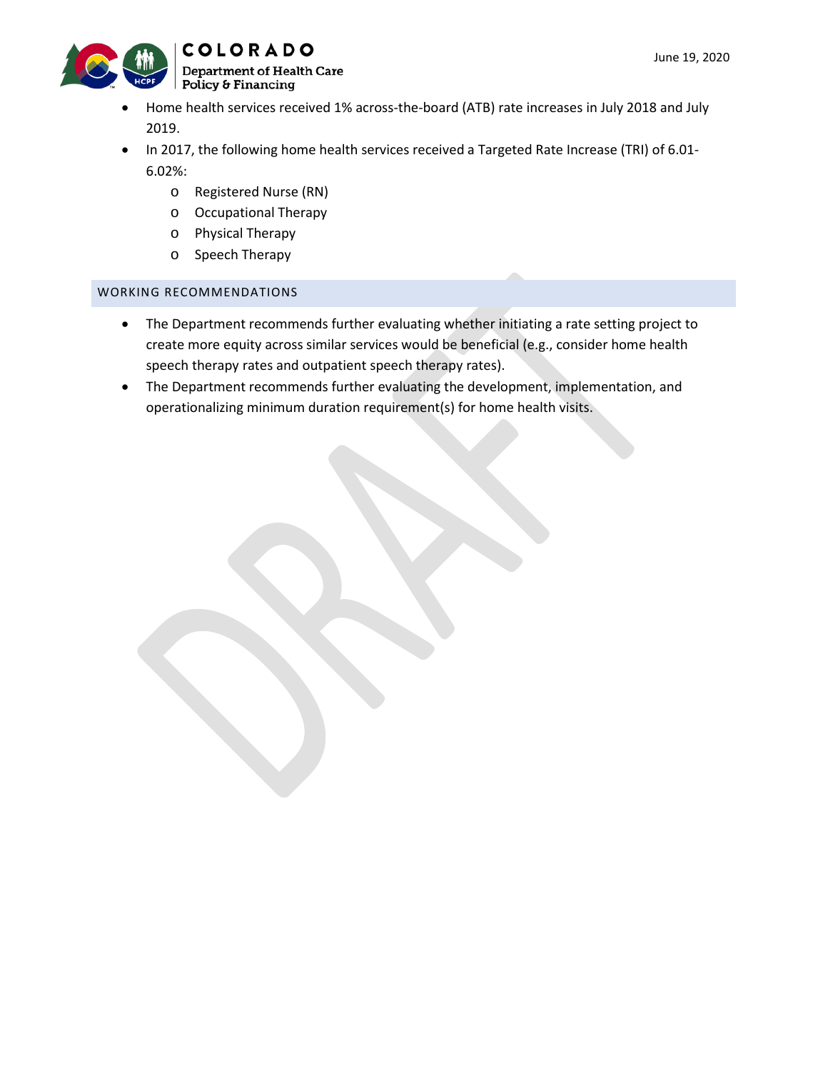- Home health services received 1% across-the-board (ATB) rate increases in July 2018 and July 2019.
- In 2017, the following home health services received a Targeted Rate Increase (TRI) of 6.01-6.02%:
  - Registered Nurse (RN)
  - Occupational Therapy
  - Physical Therapy
  - Speech Therapy

## WORKING RECOMMENDATIONS

- The Department recommends further evaluating whether initiating a rate setting project to create more equity across similar services would be beneficial (e.g., consider home health speech therapy rates and outpatient speech therapy rates).
- The Department recommends further evaluating the development, implementation, and operationalizing minimum duration requirement(s) for home health visits.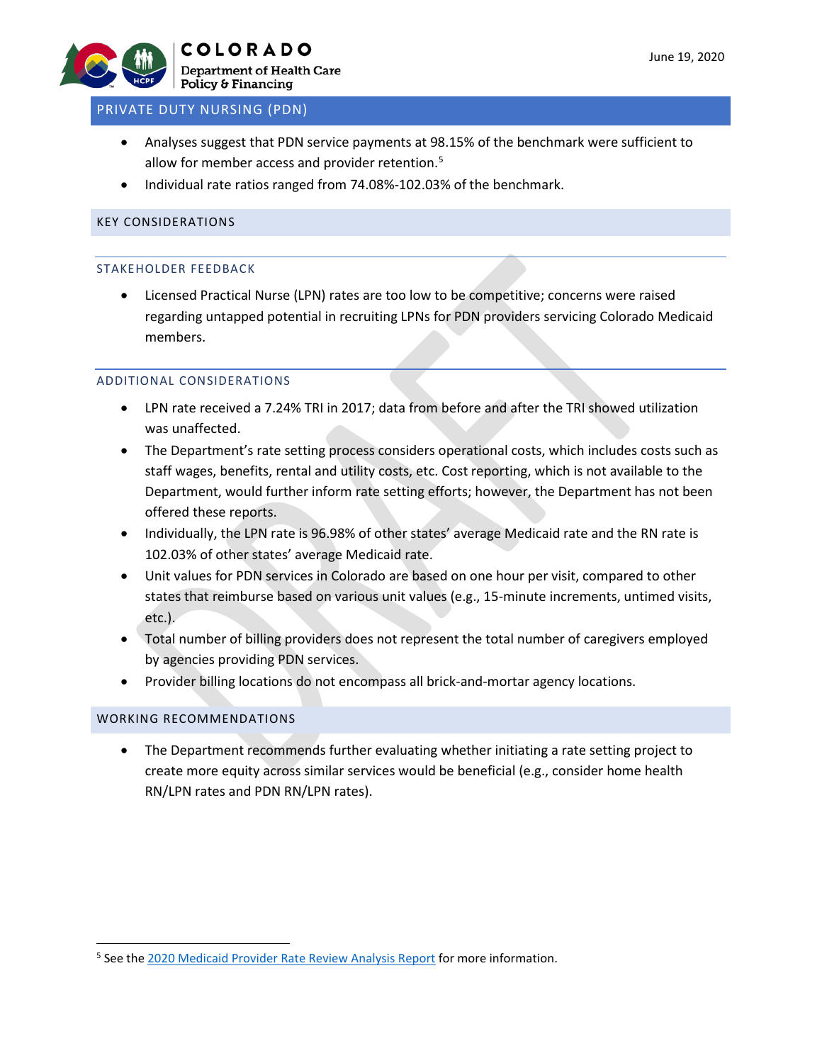## PRIVATE DUTY NURSING (PDN)

- Analyses suggest that PDN service payments at 98.15% of the benchmark were sufficient to allow for member access and provider retention.[5]
- Individual rate ratios ranged from 74.08%-102.03% of the benchmark.

## KEY CONSIDERATIONS

### STAKEHOLDER FEEDBACK

- Licensed Practical Nurse (LPN) rates are too low to be competitive; concerns were raised regarding untapped potential in recruiting LPNs for PDN providers servicing Colorado Medicaid members.

### ADDITIONAL CONSIDERATIONS

- LPN rate received a 7.24% TRI in 2017; data from before and after the TRI showed utilization was unaffected.
- The Department's rate setting process considers operational costs, which includes costs such as staff wages, benefits, rental and utility costs, etc. Cost reporting, which is not available to the Department, would further inform rate setting efforts; however, the Department has not been offered these reports.
- Individually, the LPN rate is 96.98% of other states' average Medicaid rate and the RN rate is 102.03% of other states' average Medicaid rate.
- Unit values for PDN services in Colorado are based on one hour per visit, compared to other states that reimburse based on various unit values (e.g., 15-minute increments, untimed visits, etc.).
- Total number of billing providers does not represent the total number of caregivers employed by agencies providing PDN services.
- Provider billing locations do not encompass all brick-and-mortar agency locations.

## WORKING RECOMMENDATIONS

- The Department recommends further evaluating whether initiating a rate setting project to create more equity across similar services would be beneficial (e.g., consider home health RN/LPN rates and PDN RN/LPN rates).

---

[5] See the 2020 Medicaid Provider Rate Review Analysis Report for more information.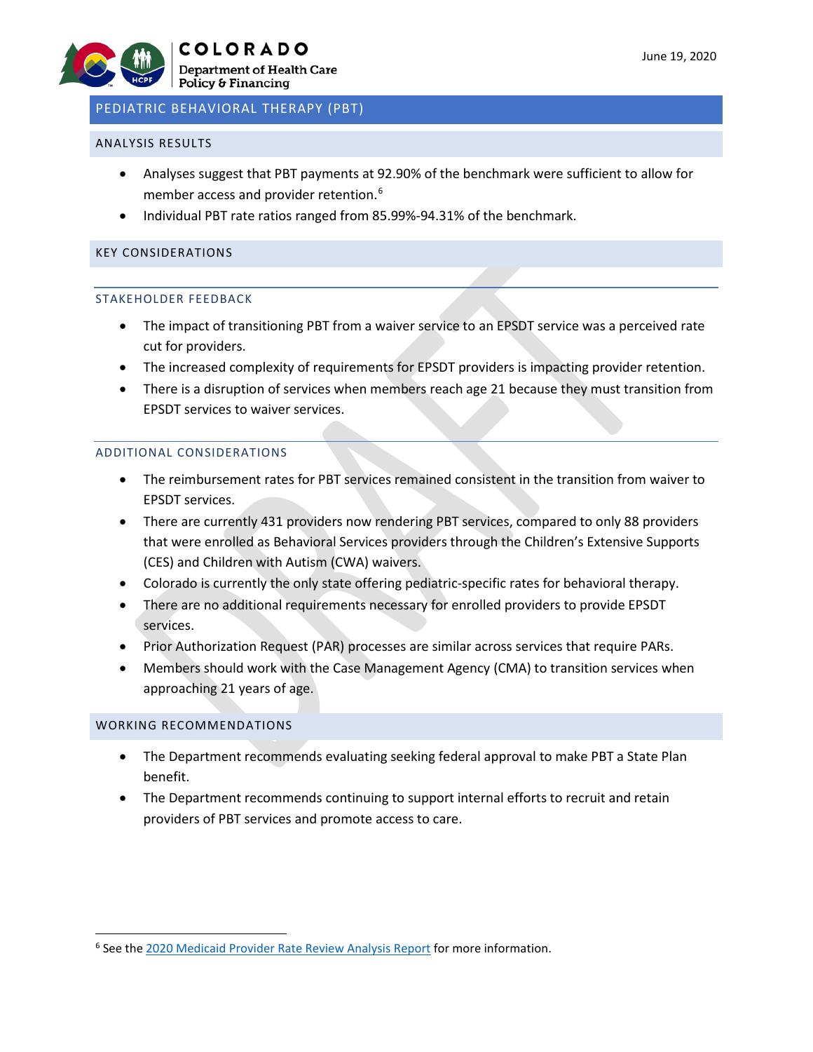## PEDIATRIC BEHAVIORAL THERAPY (PBT)

### ANALYSIS RESULTS

- Analyses suggest that PBT payments at 92.90% of the benchmark were sufficient to allow for member access and provider retention.[6]
- Individual PBT rate ratios ranged from 85.99%-94.31% of the benchmark.

### KEY CONSIDERATIONS

#### STAKEHOLDER FEEDBACK

- The impact of transitioning PBT from a waiver service to an EPSDT service was a perceived rate cut for providers.
- The increased complexity of requirements for EPSDT providers is impacting provider retention.
- There is a disruption of services when members reach age 21 because they must transition from EPSDT services to waiver services.

#### ADDITIONAL CONSIDERATIONS

- The reimbursement rates for PBT services remained consistent in the transition from waiver to EPSDT services.
- There are currently 431 providers now rendering PBT services, compared to only 88 providers that were enrolled as Behavioral Services providers through the Children's Extensive Supports (CES) and Children with Autism (CWA) waivers.
- Colorado is currently the only state offering pediatric-specific rates for behavioral therapy.
- There are no additional requirements necessary for enrolled providers to provide EPSDT services.
- Prior Authorization Request (PAR) processes are similar across services that require PARs.
- Members should work with the Case Management Agency (CMA) to transition services when approaching 21 years of age.

### WORKING RECOMMENDATIONS

- The Department recommends evaluating seeking federal approval to make PBT a State Plan benefit.
- The Department recommends continuing to support internal efforts to recruit and retain providers of PBT services and promote access to care.

---

[6] See the 2020 Medicaid Provider Rate Review Analysis Report for more information.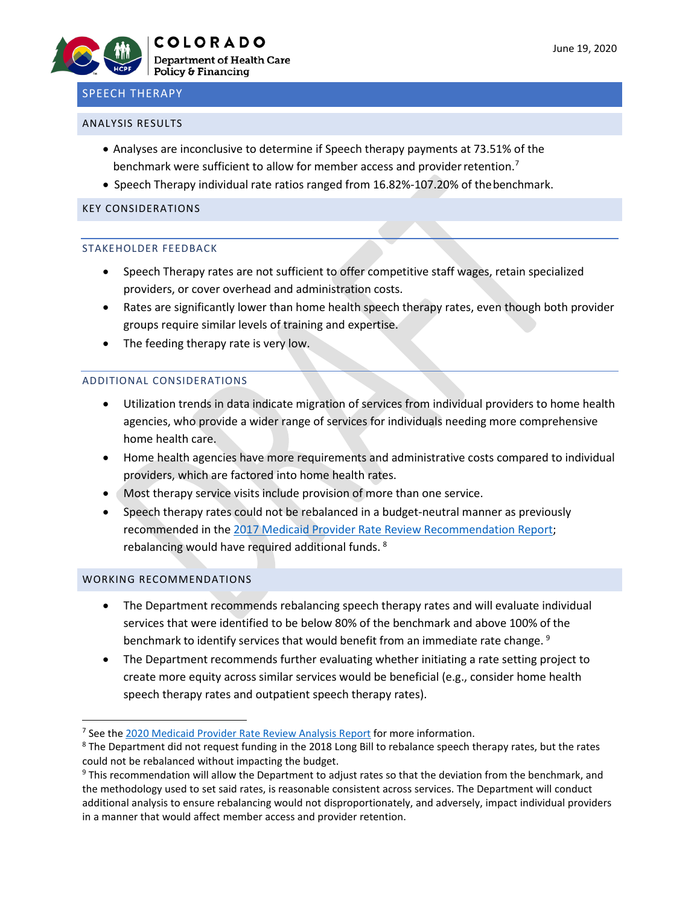## SPEECH THERAPY

### ANALYSIS RESULTS

- Analyses are inconclusive to determine if Speech therapy payments at 73.51% of the benchmark were sufficient to allow for member access and provider retention.[7]
- Speech Therapy individual rate ratios ranged from 16.82%-107.20% of the benchmark.

### KEY CONSIDERATIONS

#### STAKEHOLDER FEEDBACK

- Speech Therapy rates are not sufficient to offer competitive staff wages, retain specialized providers, or cover overhead and administration costs.
- Rates are significantly lower than home health speech therapy rates, even though both provider groups require similar levels of training and expertise.
- The feeding therapy rate is very low.

#### ADDITIONAL CONSIDERATIONS

- Utilization trends in data indicate migration of services from individual providers to home health agencies, who provide a wider range of services for individuals needing more comprehensive home health care.
- Home health agencies have more requirements and administrative costs compared to individual providers, which are factored into home health rates.
- Most therapy service visits include provision of more than one service.
- Speech therapy rates could not be rebalanced in a budget-neutral manner as previously recommended in the 2017 Medicaid Provider Rate Review Recommendation Report; rebalancing would have required additional funds.[8]

### WORKING RECOMMENDATIONS

- The Department recommends rebalancing speech therapy rates and will evaluate individual services that were identified to be below 80% of the benchmark and above 100% of the benchmark to identify services that would benefit from an immediate rate change.[9]
- The Department recommends further evaluating whether initiating a rate setting project to create more equity across similar services would be beneficial (e.g., consider home health speech therapy rates and outpatient speech therapy rates).

---

[7] See the 2020 Medicaid Provider Rate Review Analysis Report for more information.

[8] The Department did not request funding in the 2018 Long Bill to rebalance speech therapy rates, but the rates could not be rebalanced without impacting the budget.

[9] This recommendation will allow the Department to adjust rates so that the deviation from the benchmark, and the methodology used to set said rates, is reasonable consistent across services. The Department will conduct additional analysis to ensure rebalancing would not disproportionately, and adversely, impact individual providers in a manner that would affect member access and provider retention.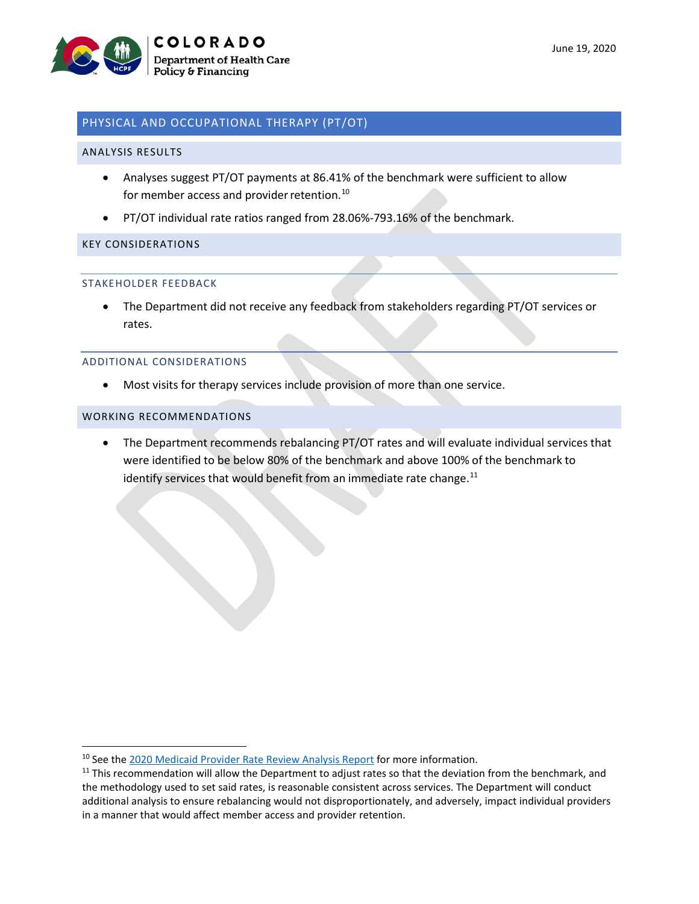## PHYSICAL AND OCCUPATIONAL THERAPY (PT/OT)

### ANALYSIS RESULTS

- Analyses suggest PT/OT payments at 86.41% of the benchmark were sufficient to allow for member access and provider retention.[10]
- PT/OT individual rate ratios ranged from 28.06%-793.16% of the benchmark.

### KEY CONSIDERATIONS

#### STAKEHOLDER FEEDBACK

- The Department did not receive any feedback from stakeholders regarding PT/OT services or rates.

#### ADDITIONAL CONSIDERATIONS

- Most visits for therapy services include provision of more than one service.

### WORKING RECOMMENDATIONS

- The Department recommends rebalancing PT/OT rates and will evaluate individual services that were identified to be below 80% of the benchmark and above 100% of the benchmark to identify services that would benefit from an immediate rate change.[11]

---

[10] See the 2020 Medicaid Provider Rate Review Analysis Report for more information.

[11] This recommendation will allow the Department to adjust rates so that the deviation from the benchmark, and the methodology used to set said rates, is reasonable consistent across services. The Department will conduct additional analysis to ensure rebalancing would not disproportionately, and adversely, impact individual providers in a manner that would affect member access and provider retention.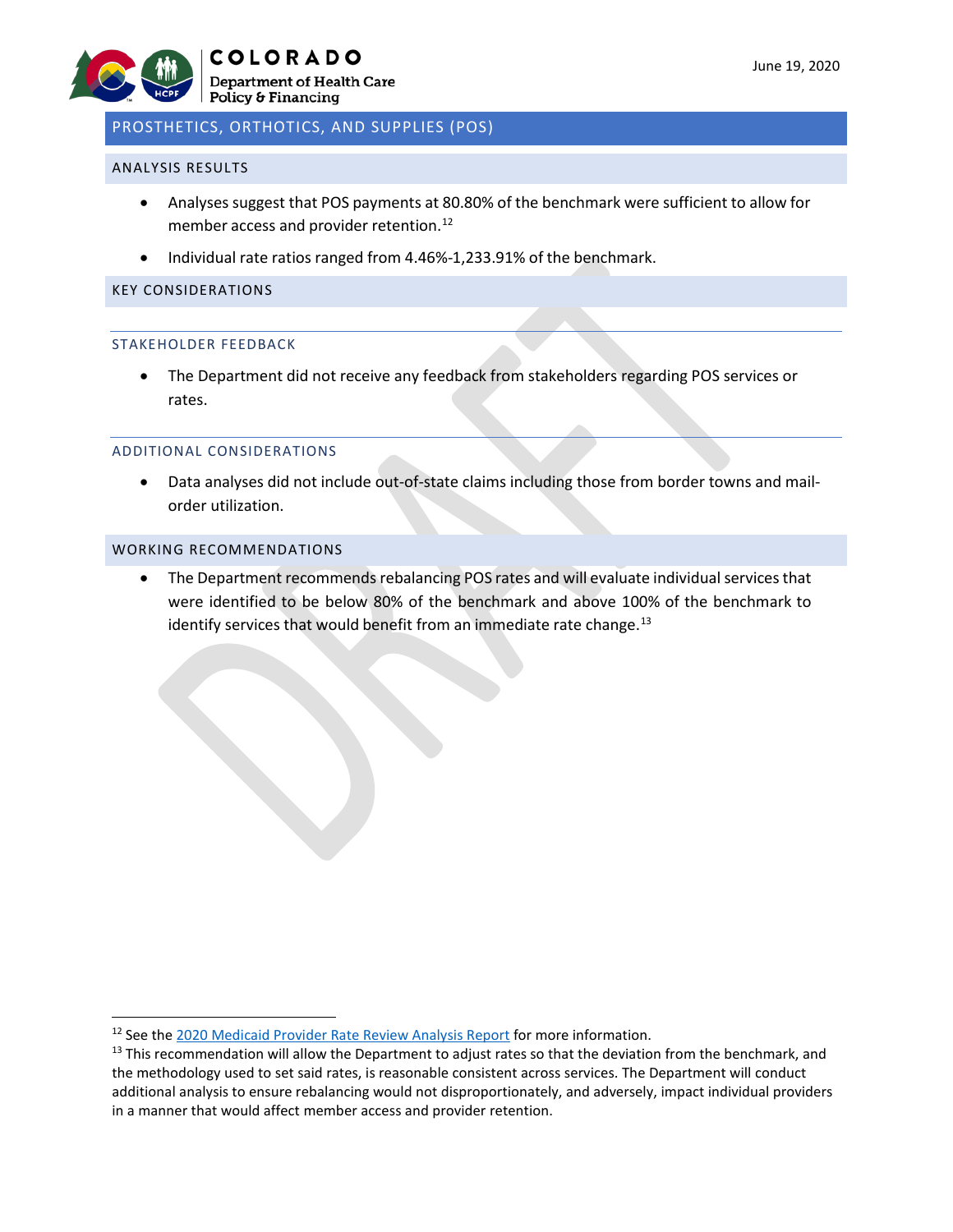## PROSTHETICS, ORTHOTICS, AND SUPPLIES (POS)

### ANALYSIS RESULTS

- Analyses suggest that POS payments at 80.80% of the benchmark were sufficient to allow for member access and provider retention.[12]
- Individual rate ratios ranged from 4.46%-1,233.91% of the benchmark.

### KEY CONSIDERATIONS

#### STAKEHOLDER FEEDBACK

- The Department did not receive any feedback from stakeholders regarding POS services or rates.

#### ADDITIONAL CONSIDERATIONS

- Data analyses did not include out-of-state claims including those from border towns and mail-order utilization.

### WORKING RECOMMENDATIONS

- The Department recommends rebalancing POS rates and will evaluate individual services that were identified to be below 80% of the benchmark and above 100% of the benchmark to identify services that would benefit from an immediate rate change.[13]

---

[12] See the 2020 Medicaid Provider Rate Review Analysis Report for more information.

[13] This recommendation will allow the Department to adjust rates so that the deviation from the benchmark, and the methodology used to set said rates, is reasonable consistent across services. The Department will conduct additional analysis to ensure rebalancing would not disproportionately, and adversely, impact individual providers in a manner that would affect member access and provider retention.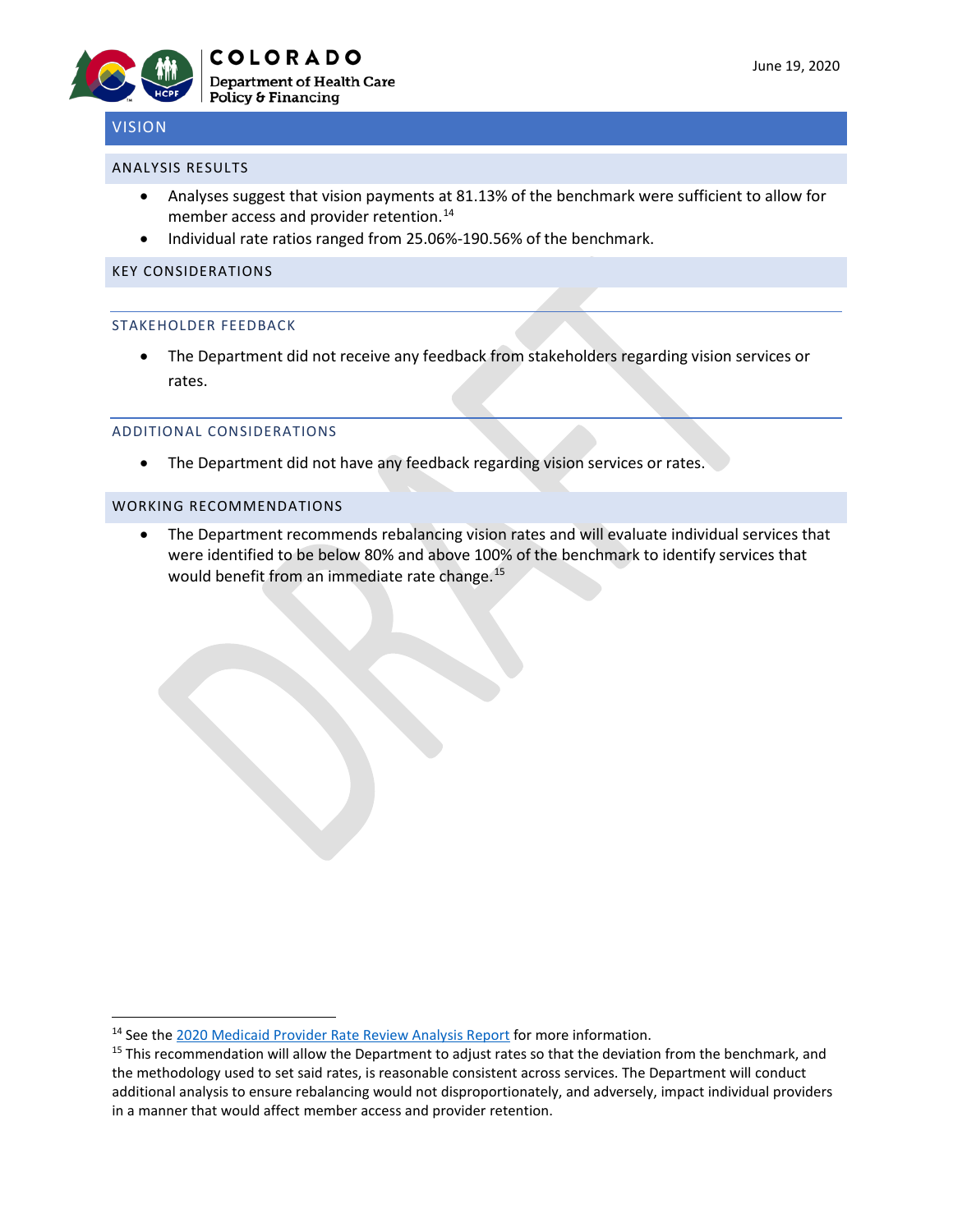## VISION

### ANALYSIS RESULTS

- Analyses suggest that vision payments at 81.13% of the benchmark were sufficient to allow for member access and provider retention.[14]
- Individual rate ratios ranged from 25.06%-190.56% of the benchmark.

### KEY CONSIDERATIONS

#### STAKEHOLDER FEEDBACK

- The Department did not receive any feedback from stakeholders regarding vision services or rates.

#### ADDITIONAL CONSIDERATIONS

- The Department did not have any feedback regarding vision services or rates.

### WORKING RECOMMENDATIONS

- The Department recommends rebalancing vision rates and will evaluate individual services that were identified to be below 80% and above 100% of the benchmark to identify services that would benefit from an immediate rate change.[15]

---

[14] See the 2020 Medicaid Provider Rate Review Analysis Report for more information.

[15] This recommendation will allow the Department to adjust rates so that the deviation from the benchmark, and the methodology used to set said rates, is reasonable consistent across services. The Department will conduct additional analysis to ensure rebalancing would not disproportionately, and adversely, impact individual providers in a manner that would affect member access and provider retention.